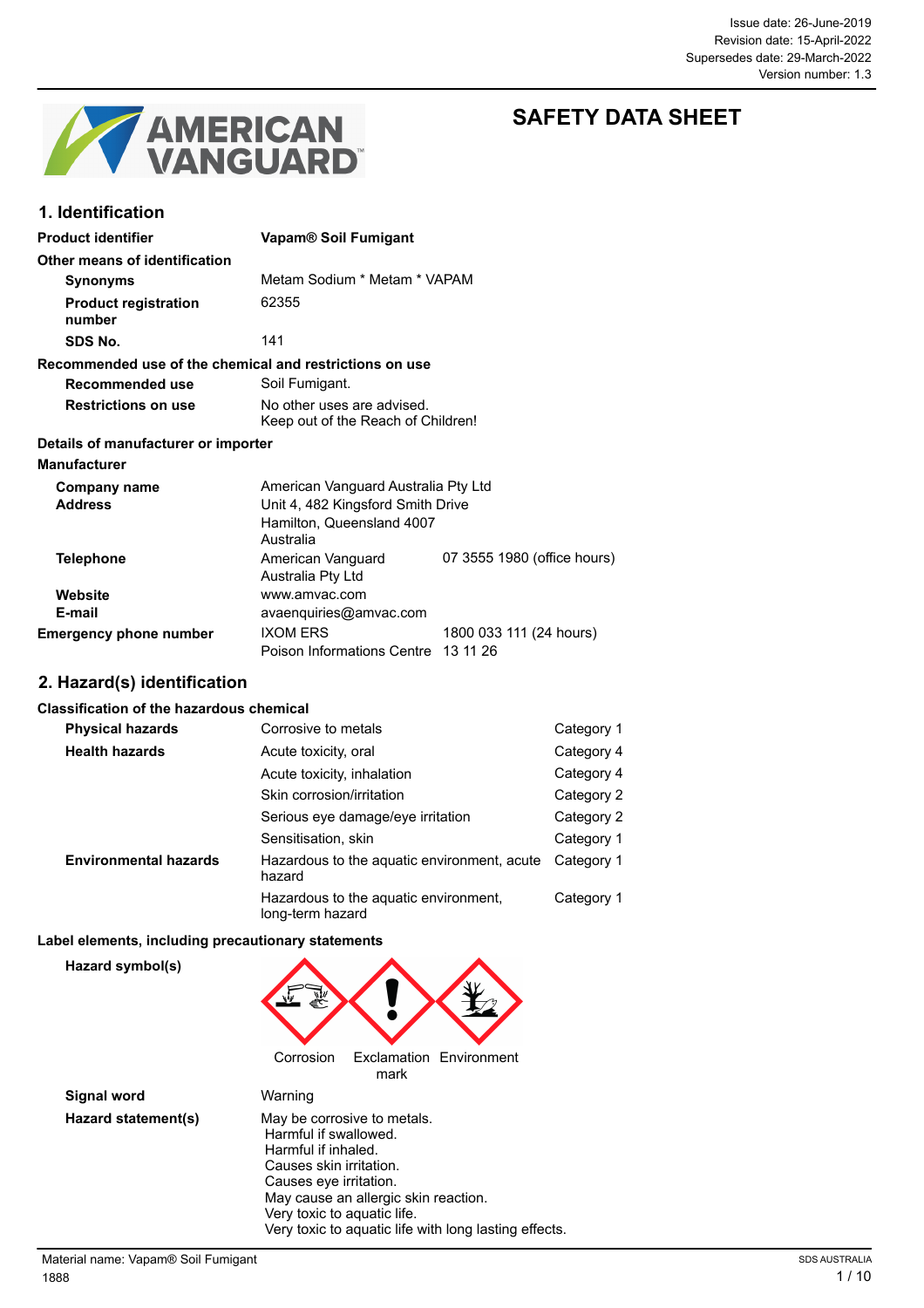Issue date: 26-June-2019
Revision date: 15-April-2022
Supersedes date: 29-March-2022
Version number: 1.3

# SAFETY DATA SHEET

## 1. Identification

| | |
|---|---|
| **Product identifier** | **Vapam® Soil Fumigant** |
| **Other means of identification** | |
| **Synonyms** | Metam Sodium * Metam * VAPAM |
| **Product registration number** | 62355 |
| **SDS No.** | 141 |

**Recommended use of the chemical and restrictions on use**

| | |
|---|---|
| **Recommended use** | Soil Fumigant. |
| **Restrictions on use** | No other uses are advised.<br>Keep out of the Reach of Children! |

**Details of manufacturer or importer**

**Manufacturer**

| | | |
|---|---|---|
| **Company name** | American Vanguard Australia Pty Ltd | |
| **Address** | Unit 4, 482 Kingsford Smith Drive<br>Hamilton, Queensland 4007<br>Australia | |
| **Telephone** | American Vanguard Australia Pty Ltd | 07 3555 1980 (office hours) |
| **Website** | www.amvac.com | |
| **E-mail** | avaenquiries@amvac.com | |
| **Emergency phone number** | IXOM ERS | 1800 033 111 (24 hours) |
| | Poison Informations Centre | 13 11 26 |

## 2. Hazard(s) identification

**Classification of the hazardous chemical**

| | | |
|---|---|---|
| **Physical hazards** | Corrosive to metals | Category 1 |
| **Health hazards** | Acute toxicity, oral | Category 4 |
| | Acute toxicity, inhalation | Category 4 |
| | Skin corrosion/irritation | Category 2 |
| | Serious eye damage/eye irritation | Category 2 |
| | Sensitisation, skin | Category 1 |
| **Environmental hazards** | Hazardous to the aquatic environment, acute hazard | Category 1 |
| | Hazardous to the aquatic environment, long-term hazard | Category 1 |

**Label elements, including precautionary statements**

**Hazard symbol(s)**

Corrosion Exclamation mark Environment

**Signal word** Warning

**Hazard statement(s)**

May be corrosive to metals.
Harmful if swallowed.
Harmful if inhaled.
Causes skin irritation.
Causes eye irritation.
May cause an allergic skin reaction.
Very toxic to aquatic life.
Very toxic to aquatic life with long lasting effects.

Material name: Vapam® Soil Fumigant
1888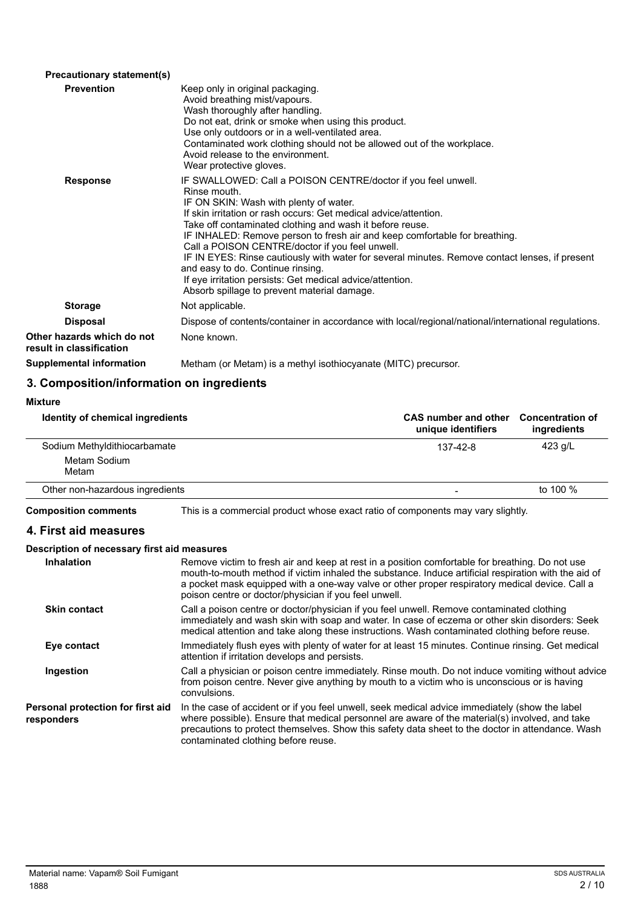**Precautionary statement(s)**

| | |
|---|---|
| **Prevention** | Keep only in original packaging.<br>Avoid breathing mist/vapours.<br>Wash thoroughly after handling.<br>Do not eat, drink or smoke when using this product.<br>Use only outdoors or in a well-ventilated area.<br>Contaminated work clothing should not be allowed out of the workplace.<br>Avoid release to the environment.<br>Wear protective gloves. |
| **Response** | IF SWALLOWED: Call a POISON CENTRE/doctor if you feel unwell.<br>Rinse mouth.<br>IF ON SKIN: Wash with plenty of water.<br>If skin irritation or rash occurs: Get medical advice/attention.<br>Take off contaminated clothing and wash it before reuse.<br>IF INHALED: Remove person to fresh air and keep comfortable for breathing.<br>Call a POISON CENTRE/doctor if you feel unwell.<br>IF IN EYES: Rinse cautiously with water for several minutes. Remove contact lenses, if present and easy to do. Continue rinsing.<br>If eye irritation persists: Get medical advice/attention.<br>Absorb spillage to prevent material damage. |
| **Storage** | Not applicable. |
| **Disposal** | Dispose of contents/container in accordance with local/regional/national/international regulations. |

**Other hazards which do not result in classification** None known.

**Supplemental information** Metham (or Metam) is a methyl isothiocyanate (MITC) precursor.

## 3. Composition/information on ingredients

**Mixture**

| Identity of chemical ingredients | CAS number and other unique identifiers | Concentration of ingredients |
|---|---|---|
| Sodium Methyldithiocarbamate<br>Metam Sodium<br>Metam | 137-42-8 | 423 g/L |
| Other non-hazardous ingredients | - | to 100 % |

**Composition comments** This is a commercial product whose exact ratio of components may vary slightly.

## 4. First aid measures

**Description of necessary first aid measures**

| | |
|---|---|
| **Inhalation** | Remove victim to fresh air and keep at rest in a position comfortable for breathing. Do not use mouth-to-mouth method if victim inhaled the substance. Induce artificial respiration with the aid of a pocket mask equipped with a one-way valve or other proper respiratory medical device. Call a poison centre or doctor/physician if you feel unwell. |
| **Skin contact** | Call a poison centre or doctor/physician if you feel unwell. Remove contaminated clothing immediately and wash skin with soap and water. In case of eczema or other skin disorders: Seek medical attention and take along these instructions. Wash contaminated clothing before reuse. |
| **Eye contact** | Immediately flush eyes with plenty of water for at least 15 minutes. Continue rinsing. Get medical attention if irritation develops and persists. |
| **Ingestion** | Call a physician or poison centre immediately. Rinse mouth. Do not induce vomiting without advice from poison centre. Never give anything by mouth to a victim who is unconscious or is having convulsions. |
| **Personal protection for first aid responders** | In the case of accident or if you feel unwell, seek medical advice immediately (show the label where possible). Ensure that medical personnel are aware of the material(s) involved, and take precautions to protect themselves. Show this safety data sheet to the doctor in attendance. Wash contaminated clothing before reuse. |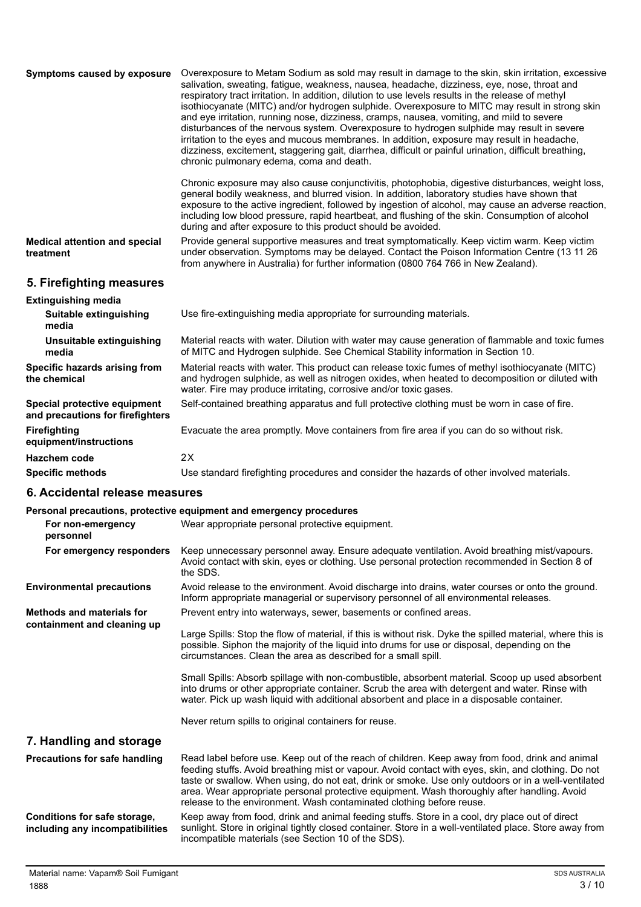**Symptoms caused by exposure**

Overexposure to Metam Sodium as sold may result in damage to the skin, skin irritation, excessive salivation, sweating, fatigue, weakness, nausea, headache, dizziness, eye, nose, throat and respiratory tract irritation. In addition, dilution to use levels results in the release of methyl isothiocyanate (MITC) and/or hydrogen sulphide. Overexposure to MITC may result in strong skin and eye irritation, running nose, dizziness, cramps, nausea, vomiting, and mild to severe disturbances of the nervous system. Overexposure to hydrogen sulphide may result in severe irritation to the eyes and mucous membranes. In addition, exposure may result in headache, dizziness, excitement, staggering gait, diarrhea, difficult or painful urination, difficult breathing, chronic pulmonary edema, coma and death.

Chronic exposure may also cause conjunctivitis, photophobia, digestive disturbances, weight loss, general bodily weakness, and blurred vision. In addition, laboratory studies have shown that exposure to the active ingredient, followed by ingestion of alcohol, may cause an adverse reaction, including low blood pressure, rapid heartbeat, and flushing of the skin. Consumption of alcohol during and after exposure to this product should be avoided.

**Medical attention and special treatment**

Provide general supportive measures and treat symptomatically. Keep victim warm. Keep victim under observation. Symptoms may be delayed. Contact the Poison Information Centre (13 11 26 from anywhere in Australia) for further information (0800 764 766 in New Zealand).

## 5. Firefighting measures

**Extinguishing media**

**Suitable extinguishing media**

Use fire-extinguishing media appropriate for surrounding materials.

**Unsuitable extinguishing media**

Material reacts with water. Dilution with water may cause generation of flammable and toxic fumes of MITC and Hydrogen sulphide. See Chemical Stability information in Section 10.

**Specific hazards arising from the chemical**

Material reacts with water. This product can release toxic fumes of methyl isothiocyanate (MITC) and hydrogen sulphide, as well as nitrogen oxides, when heated to decomposition or diluted with water. Fire may produce irritating, corrosive and/or toxic gases.

**Special protective equipment and precautions for firefighters**

Self-contained breathing apparatus and full protective clothing must be worn in case of fire.

**Firefighting equipment/instructions**

Evacuate the area promptly. Move containers from fire area if you can do so without risk.

**Hazchem code**

2X

**Specific methods**

Use standard firefighting procedures and consider the hazards of other involved materials.

## 6. Accidental release measures

**Personal precautions, protective equipment and emergency procedures**

**For non-emergency personnel**

Wear appropriate personal protective equipment.

**For emergency responders**

Keep unnecessary personnel away. Ensure adequate ventilation. Avoid breathing mist/vapours. Avoid contact with skin, eyes or clothing. Use personal protection recommended in Section 8 of the SDS.

**Environmental precautions**

Avoid release to the environment. Avoid discharge into drains, water courses or onto the ground. Inform appropriate managerial or supervisory personnel of all environmental releases.

**Methods and materials for containment and cleaning up**

Prevent entry into waterways, sewer, basements or confined areas.

Large Spills: Stop the flow of material, if this is without risk. Dyke the spilled material, where this is possible. Siphon the majority of the liquid into drums for use or disposal, depending on the circumstances. Clean the area as described for a small spill.

Small Spills: Absorb spillage with non-combustible, absorbent material. Scoop up used absorbent into drums or other appropriate container. Scrub the area with detergent and water. Rinse with water. Pick up wash liquid with additional absorbent and place in a disposable container.

Never return spills to original containers for reuse.

## 7. Handling and storage

**Precautions for safe handling**

Read label before use. Keep out of the reach of children. Keep away from food, drink and animal feeding stuffs. Avoid breathing mist or vapour. Avoid contact with eyes, skin, and clothing. Do not taste or swallow. When using, do not eat, drink or smoke. Use only outdoors or in a well-ventilated area. Wear appropriate personal protective equipment. Wash thoroughly after handling. Avoid release to the environment. Wash contaminated clothing before reuse.

**Conditions for safe storage, including any incompatibilities**

Keep away from food, drink and animal feeding stuffs. Store in a cool, dry place out of direct sunlight. Store in original tightly closed container. Store in a well-ventilated place. Store away from incompatible materials (see Section 10 of the SDS).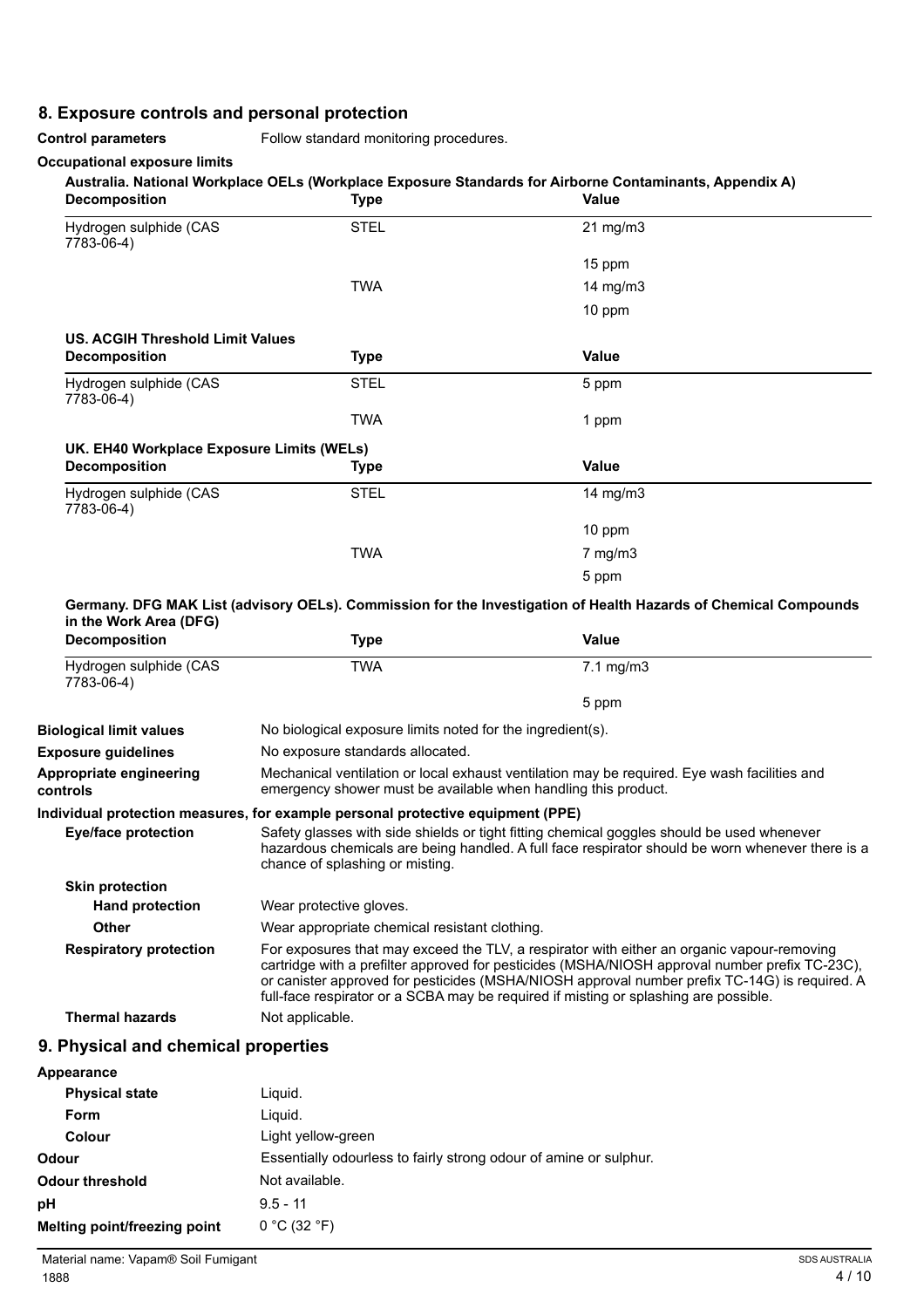## 8. Exposure controls and personal protection

**Control parameters** Follow standard monitoring procedures.

**Occupational exposure limits**

**Australia. National Workplace OELs (Workplace Exposure Standards for Airborne Contaminants, Appendix A)**

| Decomposition | Type | Value |
|---|---|---|
| Hydrogen sulphide (CAS 7783-06-4) | STEL | 21 mg/m3 |
| | | 15 ppm |
| | TWA | 14 mg/m3 |
| | | 10 ppm |

**US. ACGIH Threshold Limit Values**

| Decomposition | Type | Value |
|---|---|---|
| Hydrogen sulphide (CAS 7783-06-4) | STEL | 5 ppm |
| | TWA | 1 ppm |

**UK. EH40 Workplace Exposure Limits (WELs)**

| Decomposition | Type | Value |
|---|---|---|
| Hydrogen sulphide (CAS 7783-06-4) | STEL | 14 mg/m3 |
| | | 10 ppm |
| | TWA | 7 mg/m3 |
| | | 5 ppm |

**Germany. DFG MAK List (advisory OELs). Commission for the Investigation of Health Hazards of Chemical Compounds in the Work Area (DFG)**

| Decomposition | Type | Value |
|---|---|---|
| Hydrogen sulphide (CAS 7783-06-4) | TWA | 7.1 mg/m3 |
| | | 5 ppm |

**Biological limit values** No biological exposure limits noted for the ingredient(s).

**Exposure guidelines** No exposure standards allocated.

**Appropriate engineering controls** Mechanical ventilation or local exhaust ventilation may be required. Eye wash facilities and emergency shower must be available when handling this product.

**Individual protection measures, for example personal protective equipment (PPE)**

**Eye/face protection** Safety glasses with side shields or tight fitting chemical goggles should be used whenever hazardous chemicals are being handled. A full face respirator should be worn whenever there is a chance of splashing or misting.

**Skin protection**

**Hand protection** Wear protective gloves.

**Other** Wear appropriate chemical resistant clothing.

**Respiratory protection** For exposures that may exceed the TLV, a respirator with either an organic vapour-removing cartridge with a prefilter approved for pesticides (MSHA/NIOSH approval number prefix TC-23C), or canister approved for pesticides (MSHA/NIOSH approval number prefix TC-14G) is required. A full-face respirator or a SCBA may be required if misting or splashing are possible.

**Thermal hazards** Not applicable.

## 9. Physical and chemical properties

**Appearance**

**Physical state** Liquid.

**Form** Liquid.

**Colour** Light yellow-green

**Odour** Essentially odourless to fairly strong odour of amine or sulphur.

**Odour threshold** Not available.

**pH** 9.5 - 11

**Melting point/freezing point** 0 °C (32 °F)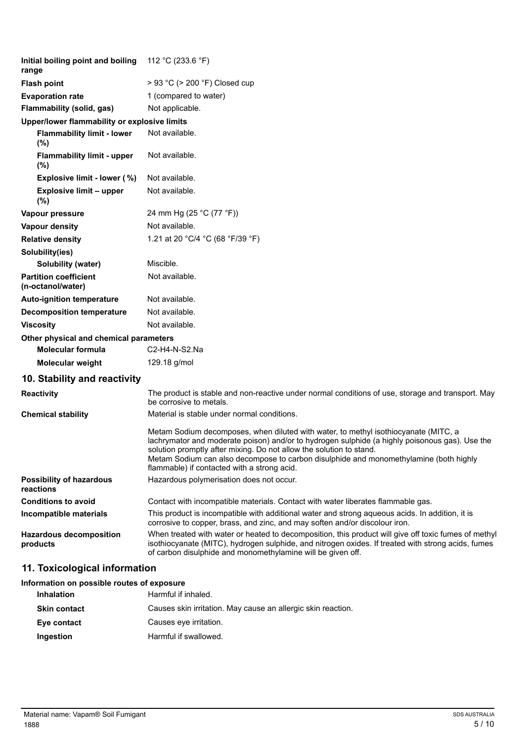| | |
|---|---|
| **Initial boiling point and boiling range** | 112 °C (233.6 °F) |
| **Flash point** | > 93 °C (> 200 °F) Closed cup |
| **Evaporation rate** | 1 (compared to water) |
| **Flammability (solid, gas)** | Not applicable. |
| **Upper/lower flammability or explosive limits** | |
| **Flammability limit - lower (%)** | Not available. |
| **Flammability limit - upper (%)** | Not available. |
| **Explosive limit - lower (%)** | Not available. |
| **Explosive limit – upper (%)** | Not available. |
| **Vapour pressure** | 24 mm Hg (25 °C (77 °F)) |
| **Vapour density** | Not available. |
| **Relative density** | 1.21 at 20 °C/4 °C (68 °F/39 °F) |
| **Solubility(ies)** | |
| **Solubility (water)** | Miscible. |
| **Partition coefficient (n-octanol/water)** | Not available. |
| **Auto-ignition temperature** | Not available. |
| **Decomposition temperature** | Not available. |
| **Viscosity** | Not available. |
| **Other physical and chemical parameters** | |
| **Molecular formula** | C2-H4-N-S2.Na |
| **Molecular weight** | 129.18 g/mol |

## 10. Stability and reactivity

| | |
|---|---|
| **Reactivity** | The product is stable and non-reactive under normal conditions of use, storage and transport. May be corrosive to metals. |
| **Chemical stability** | Material is stable under normal conditions.<br><br>Metam Sodium decomposes, when diluted with water, to methyl isothiocyanate (MITC, a lachrymator and moderate poison) and/or to hydrogen sulphide (a highly poisonous gas). Use the solution promptly after mixing. Do not allow the solution to stand.<br>Metam Sodium can also decompose to carbon disulphide and monomethylamine (both highly flammable) if contacted with a strong acid. |
| **Possibility of hazardous reactions** | Hazardous polymerisation does not occur. |
| **Conditions to avoid** | Contact with incompatible materials. Contact with water liberates flammable gas. |
| **Incompatible materials** | This product is incompatible with additional water and strong aqueous acids. In addition, it is corrosive to copper, brass, and zinc, and may soften and/or discolour iron. |
| **Hazardous decomposition products** | When treated with water or heated to decomposition, this product will give off toxic fumes of methyl isothiocyanate (MITC), hydrogen sulphide, and nitrogen oxides. If treated with strong acids, fumes of carbon disulphide and monomethylamine will be given off. |

## 11. Toxicological information

**Information on possible routes of exposure**

| | |
|---|---|
| **Inhalation** | Harmful if inhaled. |
| **Skin contact** | Causes skin irritation. May cause an allergic skin reaction. |
| **Eye contact** | Causes eye irritation. |
| **Ingestion** | Harmful if swallowed. |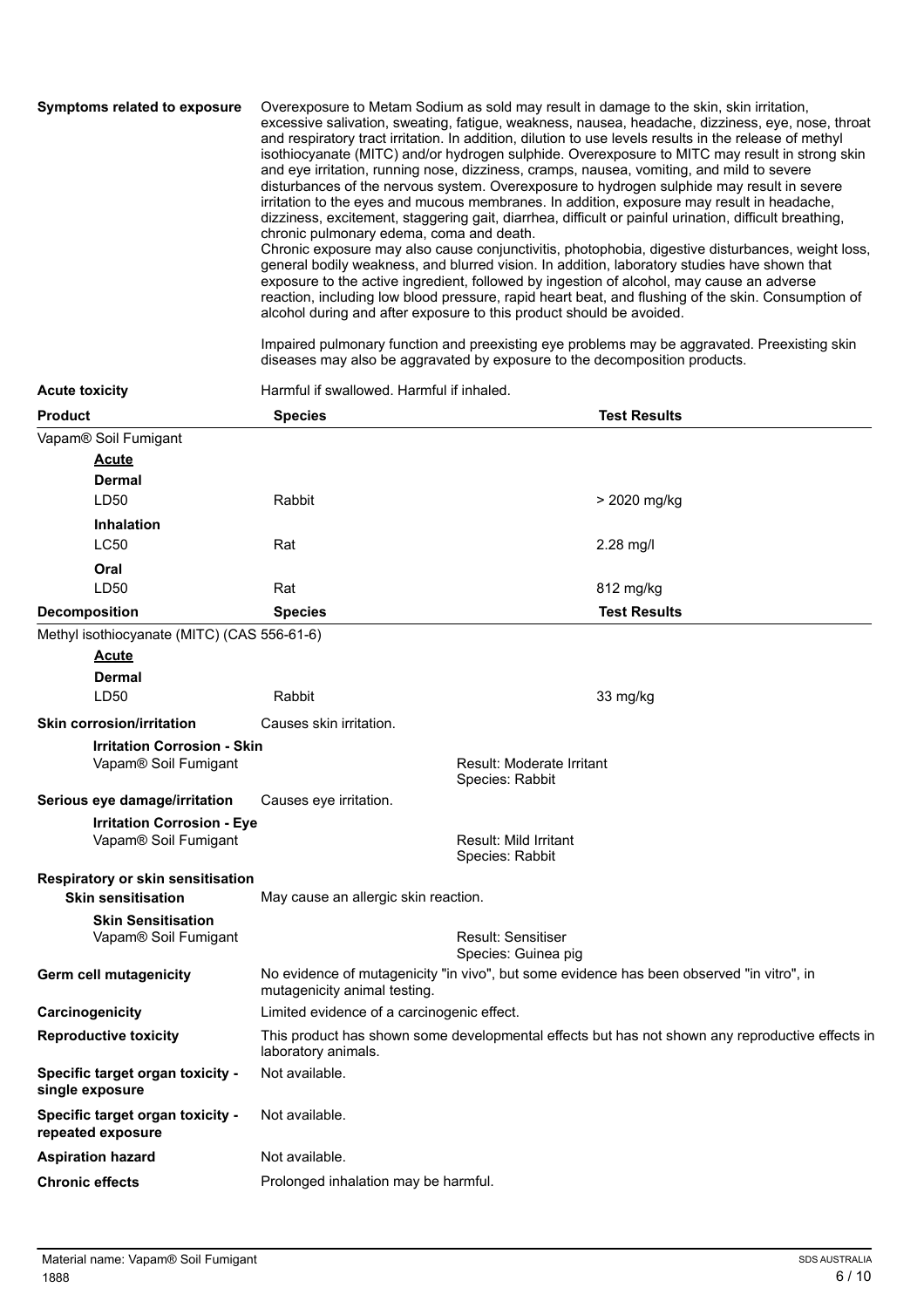**Symptoms related to exposure**

Overexposure to Metam Sodium as sold may result in damage to the skin, skin irritation, excessive salivation, sweating, fatigue, weakness, nausea, headache, dizziness, eye, nose, throat and respiratory tract irritation. In addition, dilution to use levels results in the release of methyl isothiocyanate (MITC) and/or hydrogen sulphide. Overexposure to MITC may result in strong skin and eye irritation, running nose, dizziness, cramps, nausea, vomiting, and mild to severe disturbances of the nervous system. Overexposure to hydrogen sulphide may result in severe irritation to the eyes and mucous membranes. In addition, exposure may result in headache, dizziness, excitement, staggering gait, diarrhea, difficult or painful urination, difficult breathing, chronic pulmonary edema, coma and death.
Chronic exposure may also cause conjunctivitis, photophobia, digestive disturbances, weight loss, general bodily weakness, and blurred vision. In addition, laboratory studies have shown that exposure to the active ingredient, followed by ingestion of alcohol, may cause an adverse reaction, including low blood pressure, rapid heart beat, and flushing of the skin. Consumption of alcohol during and after exposure to this product should be avoided.

Impaired pulmonary function and preexisting eye problems may be aggravated. Preexisting skin diseases may also be aggravated by exposure to the decomposition products.

**Acute toxicity** Harmful if swallowed. Harmful if inhaled.

| Product | Species | Test Results |
|---|---|---|
| Vapam® Soil Fumigant | | |
| **Acute** | | |
| **Dermal** | | |
| LD50 | Rabbit | > 2020 mg/kg |
| **Inhalation** | | |
| LC50 | Rat | 2.28 mg/l |
| **Oral** | | |
| LD50 | Rat | 812 mg/kg |

| Decomposition | Species | Test Results |
|---|---|---|
| Methyl isothiocyanate (MITC) (CAS 556-61-6) | | |
| **Acute** | | |
| **Dermal** | | |
| LD50 | Rabbit | 33 mg/kg |

**Skin corrosion/irritation** Causes skin irritation.

**Irritation Corrosion - Skin**
Vapam® Soil Fumigant — Result: Moderate Irritant; Species: Rabbit

**Serious eye damage/irritation** Causes eye irritation.

**Irritation Corrosion - Eye**
Vapam® Soil Fumigant — Result: Mild Irritant; Species: Rabbit

**Respiratory or skin sensitisation**

**Skin sensitisation** May cause an allergic skin reaction.

**Skin Sensitisation**
Vapam® Soil Fumigant — Result: Sensitiser; Species: Guinea pig

**Germ cell mutagenicity** No evidence of mutagenicity "in vivo", but some evidence has been observed "in vitro", in mutagenicity animal testing.

**Carcinogenicity** Limited evidence of a carcinogenic effect.

**Reproductive toxicity** This product has shown some developmental effects but has not shown any reproductive effects in laboratory animals.

**Specific target organ toxicity - single exposure** Not available.

**Specific target organ toxicity - repeated exposure** Not available.

**Aspiration hazard** Not available.

**Chronic effects** Prolonged inhalation may be harmful.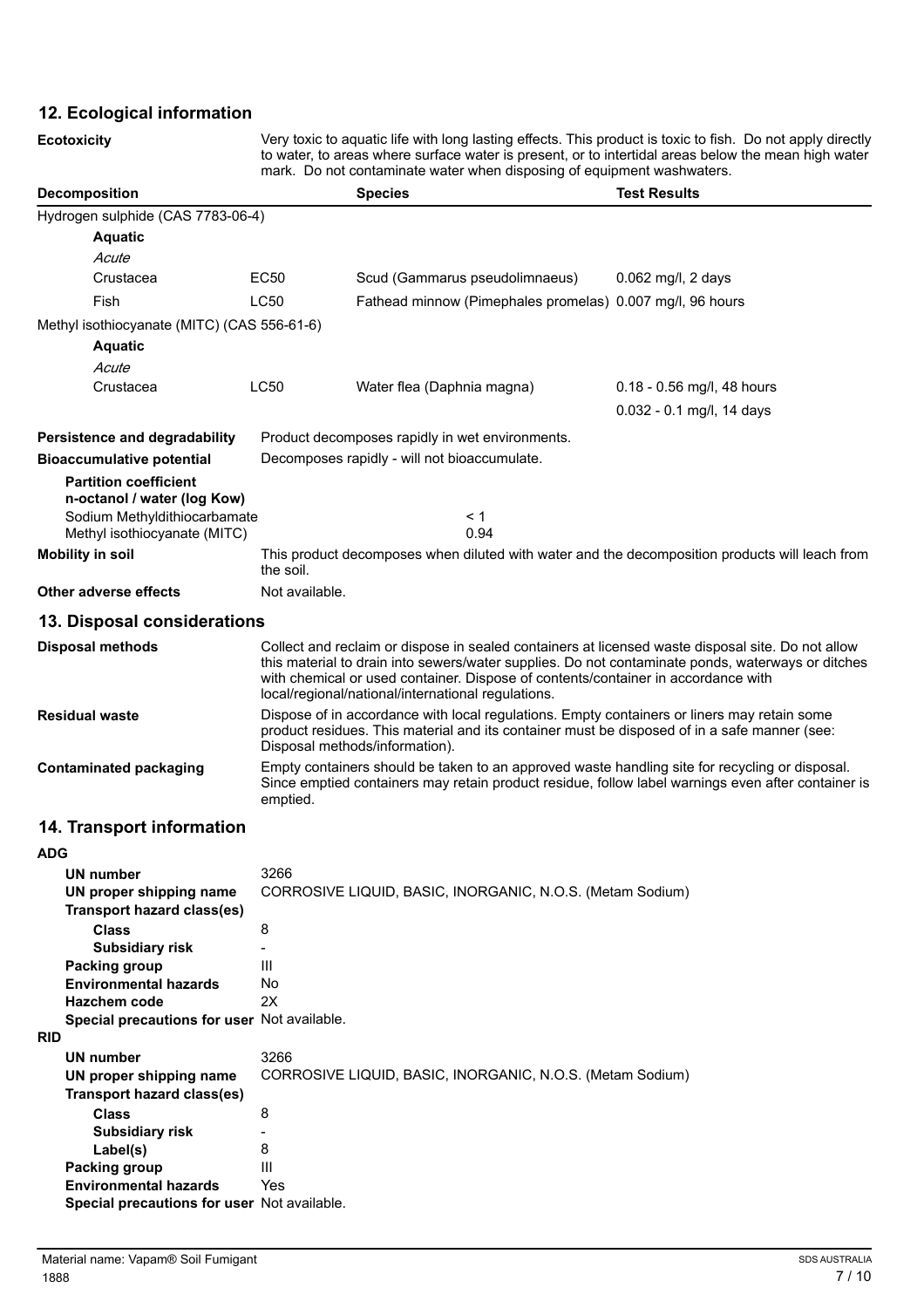## 12. Ecological information

**Ecotoxicity** Very toxic to aquatic life with long lasting effects. This product is toxic to fish. Do not apply directly to water, to areas where surface water is present, or to intertidal areas below the mean high water mark. Do not contaminate water when disposing of equipment washwaters.

| Decomposition | | Species | Test Results |
|---|---|---|---|
| Hydrogen sulphide (CAS 7783-06-4) | | | |
| **Aquatic** | | | |
| *Acute* | | | |
| Crustacea | EC50 | Scud (Gammarus pseudolimnaeus) | 0.062 mg/l, 2 days |
| Fish | LC50 | Fathead minnow (Pimephales promelas) | 0.007 mg/l, 96 hours |
| Methyl isothiocyanate (MITC) (CAS 556-61-6) | | | |
| **Aquatic** | | | |
| *Acute* | | | |
| Crustacea | LC50 | Water flea (Daphnia magna) | 0.18 - 0.56 mg/l, 48 hours |
| | | | 0.032 - 0.1 mg/l, 14 days |

**Persistence and degradability** Product decomposes rapidly in wet environments.

**Bioaccumulative potential** Decomposes rapidly - will not bioaccumulate.

**Partition coefficient n-octanol / water (log Kow)**

| | |
|---|---|
| Sodium Methyldithiocarbamate | < 1 |
| Methyl isothiocyanate (MITC) | 0.94 |

**Mobility in soil** This product decomposes when diluted with water and the decomposition products will leach from the soil.

**Other adverse effects** Not available.

## 13. Disposal considerations

**Disposal methods** Collect and reclaim or dispose in sealed containers at licensed waste disposal site. Do not allow this material to drain into sewers/water supplies. Do not contaminate ponds, waterways or ditches with chemical or used container. Dispose of contents/container in accordance with local/regional/national/international regulations.

**Residual waste** Dispose of in accordance with local regulations. Empty containers or liners may retain some product residues. This material and its container must be disposed of in a safe manner (see: Disposal methods/information).

**Contaminated packaging** Empty containers should be taken to an approved waste handling site for recycling or disposal. Since emptied containers may retain product residue, follow label warnings even after container is emptied.

## 14. Transport information

**ADG**

| | |
|---|---|
| **UN number** | 3266 |
| **UN proper shipping name** | CORROSIVE LIQUID, BASIC, INORGANIC, N.O.S. (Metam Sodium) |
| **Transport hazard class(es)** | |
| **Class** | 8 |
| **Subsidiary risk** | - |
| **Packing group** | III |
| **Environmental hazards** | No |
| **Hazchem code** | 2X |
| **Special precautions for user** | Not available. |

**RID**

| | |
|---|---|
| **UN number** | 3266 |
| **UN proper shipping name** | CORROSIVE LIQUID, BASIC, INORGANIC, N.O.S. (Metam Sodium) |
| **Transport hazard class(es)** | |
| **Class** | 8 |
| **Subsidiary risk** | - |
| **Label(s)** | 8 |
| **Packing group** | III |
| **Environmental hazards** | Yes |
| **Special precautions for user** | Not available. |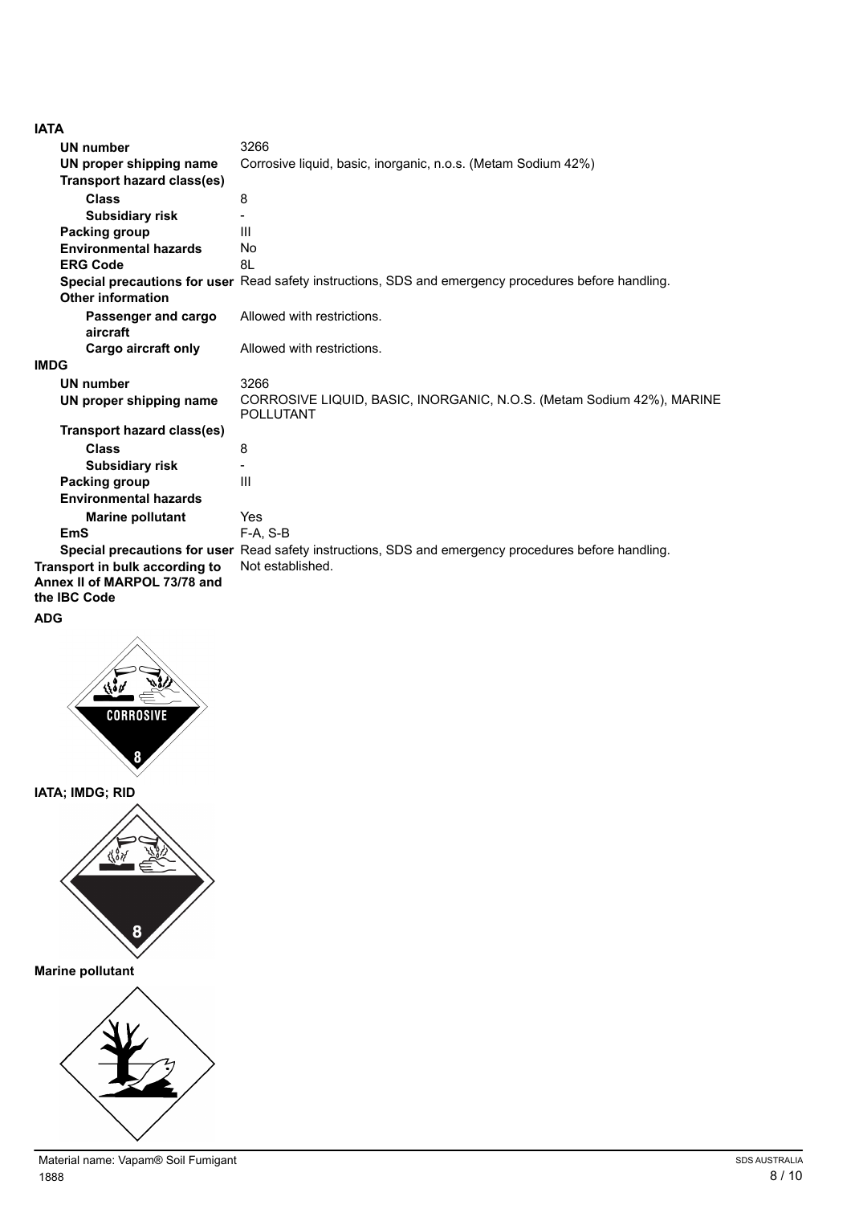**IATA**

| | |
|---|---|
| **UN number** | 3266 |
| **UN proper shipping name** | Corrosive liquid, basic, inorganic, n.o.s. (Metam Sodium 42%) |
| **Transport hazard class(es)** | |
| **Class** | 8 |
| **Subsidiary risk** | - |
| **Packing group** | III |
| **Environmental hazards** | No |
| **ERG Code** | 8L |
| **Special precautions for user** | Read safety instructions, SDS and emergency procedures before handling. |
| **Other information** | |
| **Passenger and cargo aircraft** | Allowed with restrictions. |
| **Cargo aircraft only** | Allowed with restrictions. |

**IMDG**

| | |
|---|---|
| **UN number** | 3266 |
| **UN proper shipping name** | CORROSIVE LIQUID, BASIC, INORGANIC, N.O.S. (Metam Sodium 42%), MARINE POLLUTANT |
| **Transport hazard class(es)** | |
| **Class** | 8 |
| **Subsidiary risk** | - |
| **Packing group** | III |
| **Environmental hazards** | |
| **Marine pollutant** | Yes |
| **EmS** | F-A, S-B |
| **Special precautions for user** | Read safety instructions, SDS and emergency procedures before handling. |

| | |
|---|---|
| **Transport in bulk according to Annex II of MARPOL 73/78 and the IBC Code** | Not established. |

**ADG**

**IATA; IMDG; RID**

**Marine pollutant**

Material name: Vapam® Soil Fumigant

1888

SDS AUSTRALIA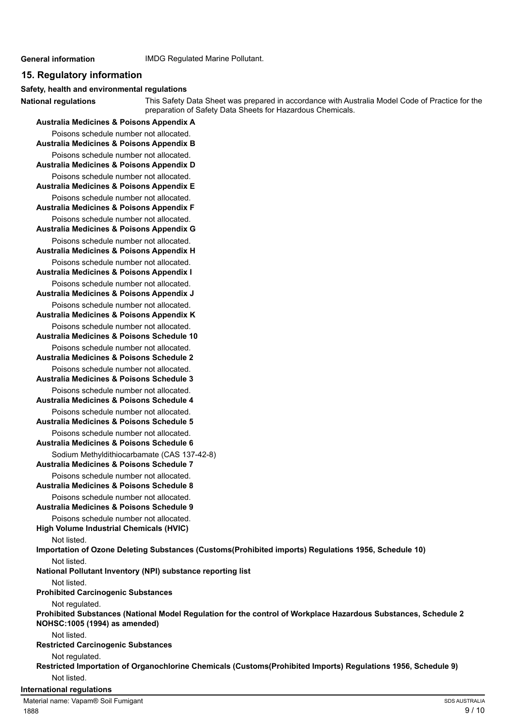**General information** IMDG Regulated Marine Pollutant.

## 15. Regulatory information

**Safety, health and environmental regulations**

**National regulations** This Safety Data Sheet was prepared in accordance with Australia Model Code of Practice for the preparation of Safety Data Sheets for Hazardous Chemicals.

**Australia Medicines & Poisons Appendix A**

Poisons schedule number not allocated.

**Australia Medicines & Poisons Appendix B**

Poisons schedule number not allocated.

**Australia Medicines & Poisons Appendix D**

Poisons schedule number not allocated.

**Australia Medicines & Poisons Appendix E**

Poisons schedule number not allocated.

**Australia Medicines & Poisons Appendix F**

Poisons schedule number not allocated.

**Australia Medicines & Poisons Appendix G**

Poisons schedule number not allocated.

**Australia Medicines & Poisons Appendix H**

Poisons schedule number not allocated.

**Australia Medicines & Poisons Appendix I**

Poisons schedule number not allocated.

**Australia Medicines & Poisons Appendix J**

Poisons schedule number not allocated.

**Australia Medicines & Poisons Appendix K**

Poisons schedule number not allocated.

**Australia Medicines & Poisons Schedule 10**

Poisons schedule number not allocated.

**Australia Medicines & Poisons Schedule 2**

Poisons schedule number not allocated.

**Australia Medicines & Poisons Schedule 3**

Poisons schedule number not allocated.

**Australia Medicines & Poisons Schedule 4**

Poisons schedule number not allocated.

**Australia Medicines & Poisons Schedule 5**

Poisons schedule number not allocated.

**Australia Medicines & Poisons Schedule 6**

Sodium Methyldithiocarbamate (CAS 137-42-8)

**Australia Medicines & Poisons Schedule 7**

Poisons schedule number not allocated.

**Australia Medicines & Poisons Schedule 8**

Poisons schedule number not allocated.

**Australia Medicines & Poisons Schedule 9**

Poisons schedule number not allocated.

**High Volume Industrial Chemicals (HVIC)**

Not listed.

**Importation of Ozone Deleting Substances (Customs(Prohibited imports) Regulations 1956, Schedule 10)**

Not listed.

**National Pollutant Inventory (NPI) substance reporting list**

Not listed.

**Prohibited Carcinogenic Substances**

Not regulated.

**Prohibited Substances (National Model Regulation for the control of Workplace Hazardous Substances, Schedule 2 NOHSC:1005 (1994) as amended)**

Not listed.

**Restricted Carcinogenic Substances**

Not regulated.

**Restricted Importation of Organochlorine Chemicals (Customs(Prohibited Imports) Regulations 1956, Schedule 9)**

Not listed.

**International regulations**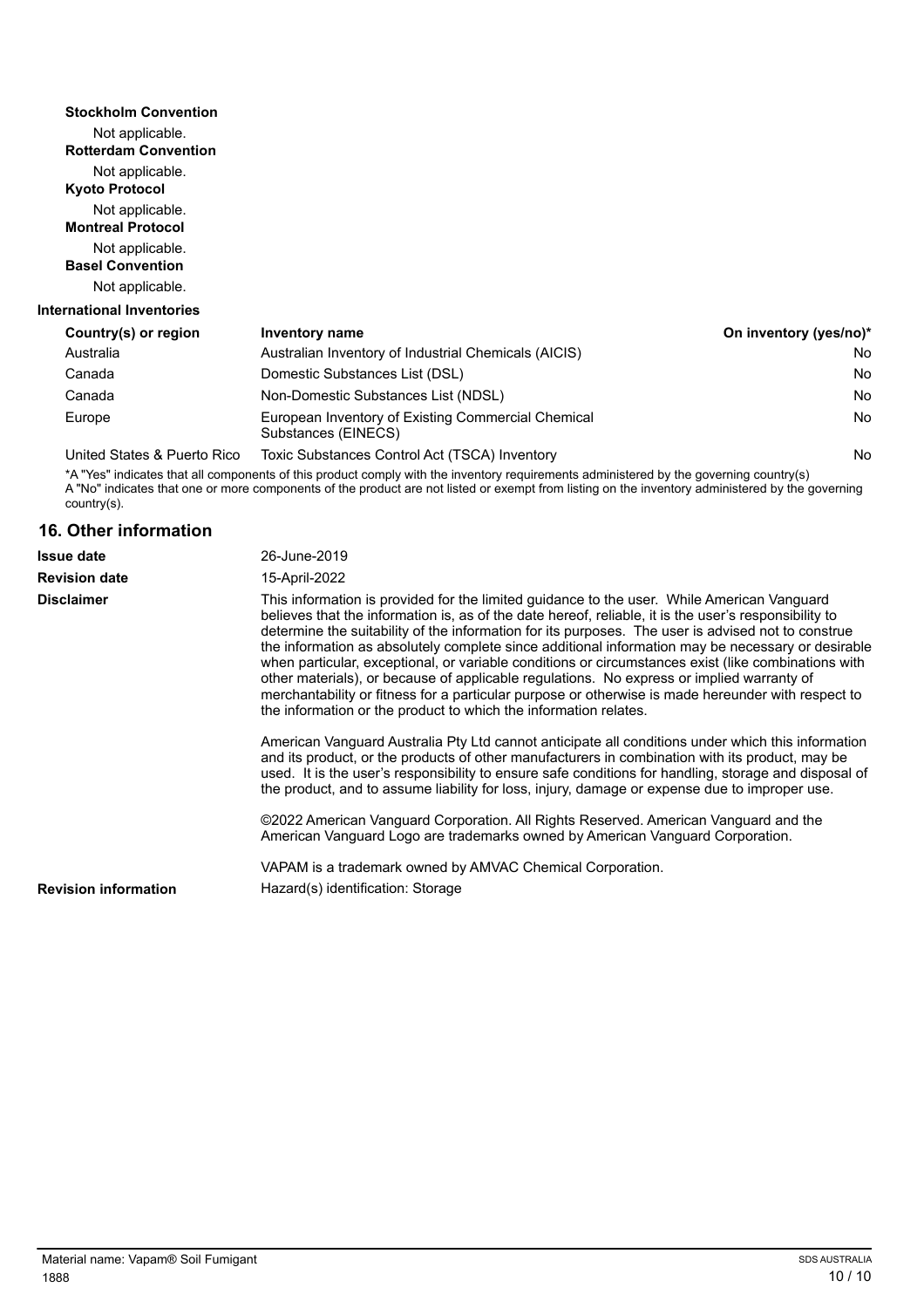**Stockholm Convention**

Not applicable.

**Rotterdam Convention**

Not applicable.

**Kyoto Protocol**

Not applicable.

**Montreal Protocol**

Not applicable.

**Basel Convention**

Not applicable.

**International Inventories**

| Country(s) or region | Inventory name | On inventory (yes/no)* |
|---|---|---|
| Australia | Australian Inventory of Industrial Chemicals (AICIS) | No |
| Canada | Domestic Substances List (DSL) | No |
| Canada | Non-Domestic Substances List (NDSL) | No |
| Europe | European Inventory of Existing Commercial Chemical Substances (EINECS) | No |
| United States & Puerto Rico | Toxic Substances Control Act (TSCA) Inventory | No |

*A "Yes" indicates that all components of this product comply with the inventory requirements administered by the governing country(s)
A "No" indicates that one or more components of the product are not listed or exempt from listing on the inventory administered by the governing country(s).

## 16. Other information

**Issue date** 26-June-2019

**Revision date** 15-April-2022

**Disclaimer**

This information is provided for the limited guidance to the user. While American Vanguard believes that the information is, as of the date hereof, reliable, it is the user's responsibility to determine the suitability of the information for its purposes. The user is advised not to construe the information as absolutely complete since additional information may be necessary or desirable when particular, exceptional, or variable conditions or circumstances exist (like combinations with other materials), or because of applicable regulations. No express or implied warranty of merchantability or fitness for a particular purpose or otherwise is made hereunder with respect to the information or the product to which the information relates.

American Vanguard Australia Pty Ltd cannot anticipate all conditions under which this information and its product, or the products of other manufacturers in combination with its product, may be used. It is the user's responsibility to ensure safe conditions for handling, storage and disposal of the product, and to assume liability for loss, injury, damage or expense due to improper use.

©2022 American Vanguard Corporation. All Rights Reserved. American Vanguard and the American Vanguard Logo are trademarks owned by American Vanguard Corporation.

VAPAM is a trademark owned by AMVAC Chemical Corporation.

**Revision information** Hazard(s) identification: Storage